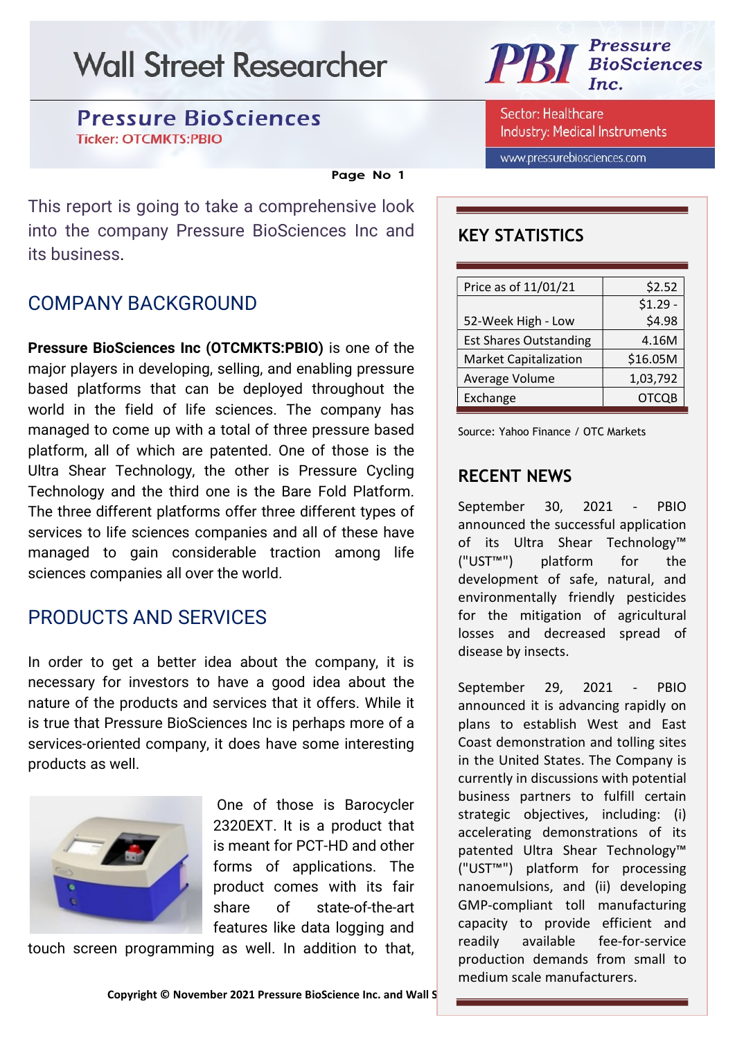# Wall Street Researcher

## Pressure BioSciences

Ticker: OTCMKTS:PBIO

Sector: Healthcare
Industry: Medical Instruments

www.pressurebiosciences.com

This report is going to take a comprehensive look into the company Pressure BioSciences Inc and its business.

## COMPANY BACKGROUND

**Pressure BioSciences Inc (OTCMKTS:PBIO)** is one of the major players in developing, selling, and enabling pressure based platforms that can be deployed throughout the world in the field of life sciences. The company has managed to come up with a total of three pressure based platform, all of which are patented. One of those is the Ultra Shear Technology, the other is Pressure Cycling Technology and the third one is the Bare Fold Platform. The three different platforms offer three different types of services to life sciences companies and all of these have managed to gain considerable traction among life sciences companies all over the world.

## PRODUCTS AND SERVICES

In order to get a better idea about the company, it is necessary for investors to have a good idea about the nature of the products and services that it offers. While it is true that Pressure BioSciences Inc is perhaps more of a services-oriented company, it does have some interesting products as well.

One of those is Barocycler 2320EXT. It is a product that is meant for PCT-HD and other forms of applications. The product comes with its fair share of state-of-the-art features like data logging and touch screen programming as well. In addition to that,

## KEY STATISTICS

| | |
|---|---|
| Price as of 11/01/21 | $2.52 |
| 52-Week High - Low | $1.29 - $4.98 |
| Est Shares Outstanding | 4.16M |
| Market Capitalization | $16.05M |
| Average Volume | 1,03,792 |
| Exchange | OTCQB |

Source: Yahoo Finance / OTC Markets

## RECENT NEWS

September 30, 2021 - PBIO announced the successful application of its Ultra Shear Technology™ ("UST™") platform for the development of safe, natural, and environmentally friendly pesticides for the mitigation of agricultural losses and decreased spread of disease by insects.

September 29, 2021 - PBIO announced it is advancing rapidly on plans to establish West and East Coast demonstration and tolling sites in the United States. The Company is currently in discussions with potential business partners to fulfill certain strategic objectives, including: (i) accelerating demonstrations of its patented Ultra Shear Technology™ ("UST™") platform for processing nanoemulsions, and (ii) developing GMP-compliant toll manufacturing capacity to provide efficient and readily available fee-for-service production demands from small to medium scale manufacturers.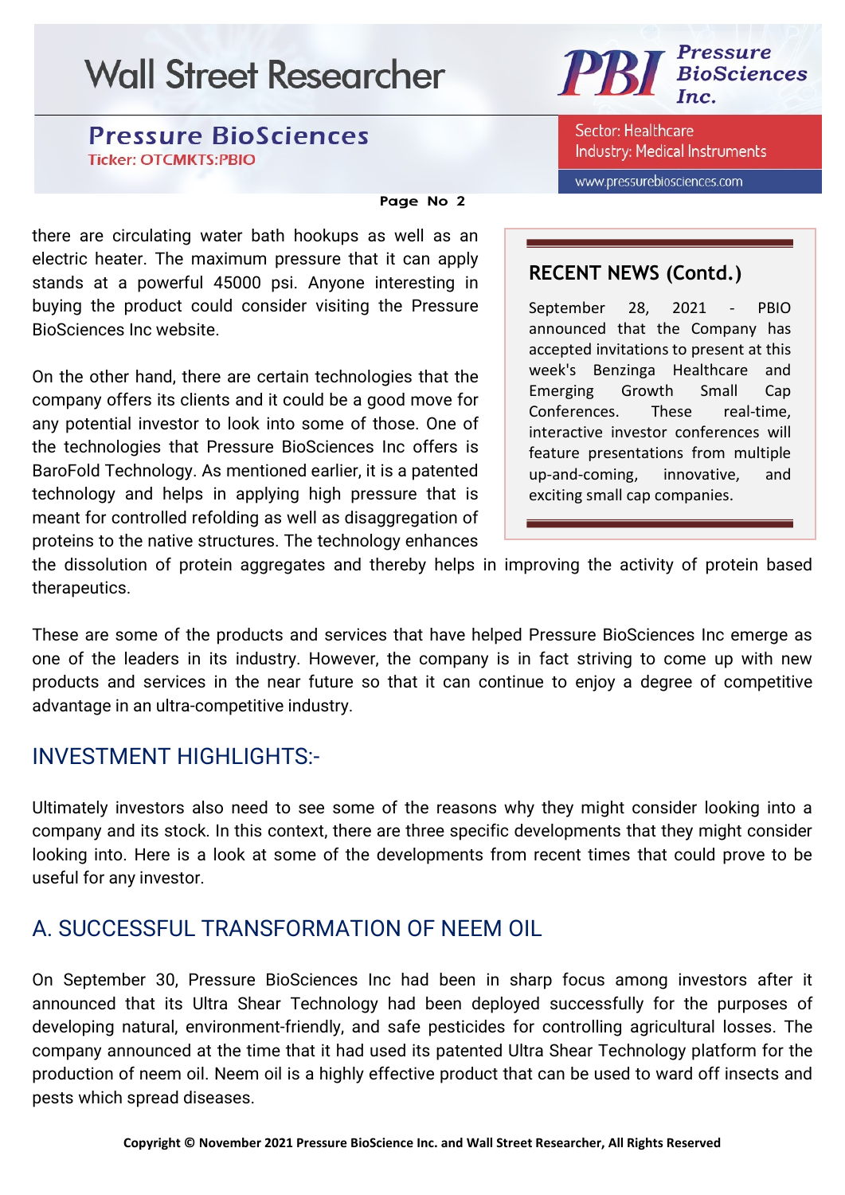there are circulating water bath hookups as well as an electric heater. The maximum pressure that it can apply stands at a powerful 45000 psi. Anyone interesting in buying the product could consider visiting the Pressure BioSciences Inc website.

On the other hand, there are certain technologies that the company offers its clients and it could be a good move for any potential investor to look into some of those. One of the technologies that Pressure BioSciences Inc offers is BaroFold Technology. As mentioned earlier, it is a patented technology and helps in applying high pressure that is meant for controlled refolding as well as disaggregation of proteins to the native structures. The technology enhances the dissolution of protein aggregates and thereby helps in improving the activity of protein based therapeutics.

These are some of the products and services that have helped Pressure BioSciences Inc emerge as one of the leaders in its industry. However, the company is in fact striving to come up with new products and services in the near future so that it can continue to enjoy a degree of competitive advantage in an ultra-competitive industry.

### RECENT NEWS (Contd.)

September 28, 2021 - PBIO announced that the Company has accepted invitations to present at this week's Benzinga Healthcare and Emerging Growth Small Cap Conferences. These real-time, interactive investor conferences will feature presentations from multiple up-and-coming, innovative, and exciting small cap companies.

## INVESTMENT HIGHLIGHTS:-

Ultimately investors also need to see some of the reasons why they might consider looking into a company and its stock. In this context, there are three specific developments that they might consider looking into. Here is a look at some of the developments from recent times that could prove to be useful for any investor.

## A. SUCCESSFUL TRANSFORMATION OF NEEM OIL

On September 30, Pressure BioSciences Inc had been in sharp focus among investors after it announced that its Ultra Shear Technology had been deployed successfully for the purposes of developing natural, environment-friendly, and safe pesticides for controlling agricultural losses. The company announced at the time that it had used its patented Ultra Shear Technology platform for the production of neem oil. Neem oil is a highly effective product that can be used to ward off insects and pests which spread diseases.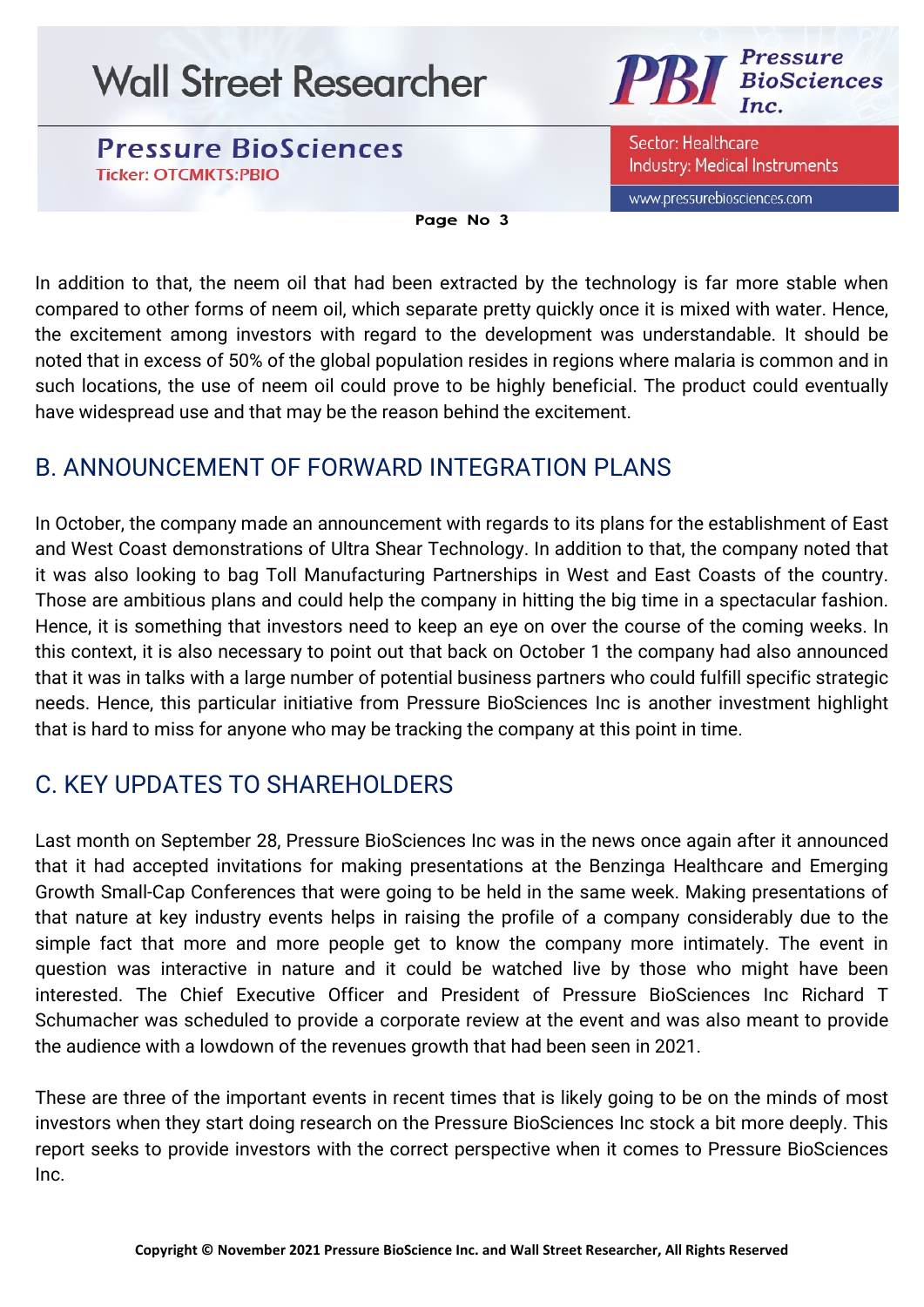In addition to that, the neem oil that had been extracted by the technology is far more stable when compared to other forms of neem oil, which separate pretty quickly once it is mixed with water. Hence, the excitement among investors with regard to the development was understandable. It should be noted that in excess of 50% of the global population resides in regions where malaria is common and in such locations, the use of neem oil could prove to be highly beneficial. The product could eventually have widespread use and that may be the reason behind the excitement.

## B. ANNOUNCEMENT OF FORWARD INTEGRATION PLANS

In October, the company made an announcement with regards to its plans for the establishment of East and West Coast demonstrations of Ultra Shear Technology. In addition to that, the company noted that it was also looking to bag Toll Manufacturing Partnerships in West and East Coasts of the country. Those are ambitious plans and could help the company in hitting the big time in a spectacular fashion. Hence, it is something that investors need to keep an eye on over the course of the coming weeks. In this context, it is also necessary to point out that back on October 1 the company had also announced that it was in talks with a large number of potential business partners who could fulfill specific strategic needs. Hence, this particular initiative from Pressure BioSciences Inc is another investment highlight that is hard to miss for anyone who may be tracking the company at this point in time.

## C. KEY UPDATES TO SHAREHOLDERS

Last month on September 28, Pressure BioSciences Inc was in the news once again after it announced that it had accepted invitations for making presentations at the Benzinga Healthcare and Emerging Growth Small-Cap Conferences that were going to be held in the same week. Making presentations of that nature at key industry events helps in raising the profile of a company considerably due to the simple fact that more and more people get to know the company more intimately. The event in question was interactive in nature and it could be watched live by those who might have been interested. The Chief Executive Officer and President of Pressure BioSciences Inc Richard T Schumacher was scheduled to provide a corporate review at the event and was also meant to provide the audience with a lowdown of the revenues growth that had been seen in 2021.

These are three of the important events in recent times that is likely going to be on the minds of most investors when they start doing research on the Pressure BioSciences Inc stock a bit more deeply. This report seeks to provide investors with the correct perspective when it comes to Pressure BioSciences Inc.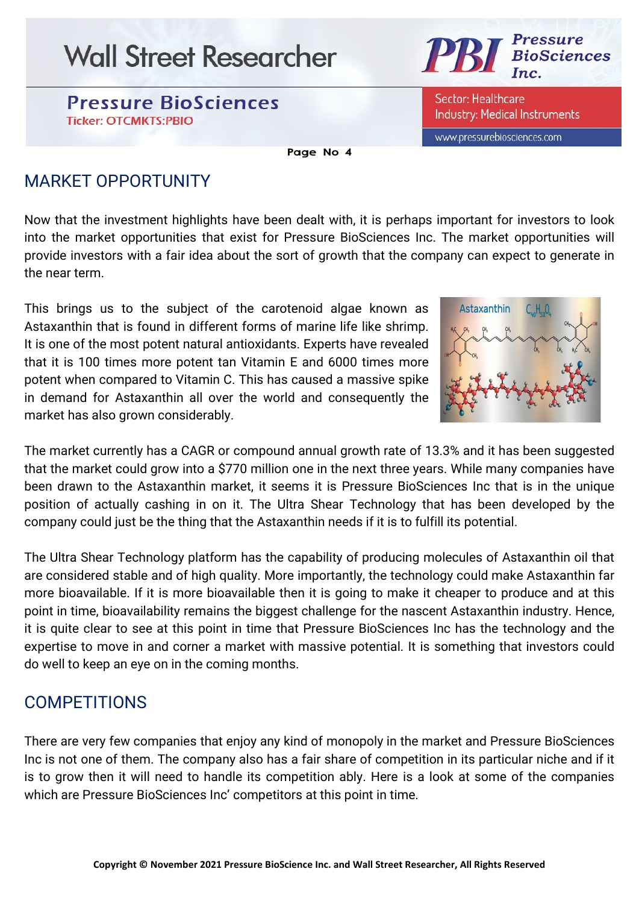## MARKET OPPORTUNITY

Now that the investment highlights have been dealt with, it is perhaps important for investors to look into the market opportunities that exist for Pressure BioSciences Inc. The market opportunities will provide investors with a fair idea about the sort of growth that the company can expect to generate in the near term.

This brings us to the subject of the carotenoid algae known as Astaxanthin that is found in different forms of marine life like shrimp. It is one of the most potent natural antioxidants. Experts have revealed that it is 100 times more potent tan Vitamin E and 6000 times more potent when compared to Vitamin C. This has caused a massive spike in demand for Astaxanthin all over the world and consequently the market has also grown considerably.

The market currently has a CAGR or compound annual growth rate of 13.3% and it has been suggested that the market could grow into a $770 million one in the next three years. While many companies have been drawn to the Astaxanthin market, it seems it is Pressure BioSciences Inc that is in the unique position of actually cashing in on it. The Ultra Shear Technology that has been developed by the company could just be the thing that the Astaxanthin needs if it is to fulfill its potential.

The Ultra Shear Technology platform has the capability of producing molecules of Astaxanthin oil that are considered stable and of high quality. More importantly, the technology could make Astaxanthin far more bioavailable. If it is more bioavailable then it is going to make it cheaper to produce and at this point in time, bioavailability remains the biggest challenge for the nascent Astaxanthin industry. Hence, it is quite clear to see at this point in time that Pressure BioSciences Inc has the technology and the expertise to move in and corner a market with massive potential. It is something that investors could do well to keep an eye on in the coming months.

## COMPETITIONS

There are very few companies that enjoy any kind of monopoly in the market and Pressure BioSciences Inc is not one of them. The company also has a fair share of competition in its particular niche and if it is to grow then it will need to handle its competition ably. Here is a look at some of the companies which are Pressure BioSciences Inc' competitors at this point in time.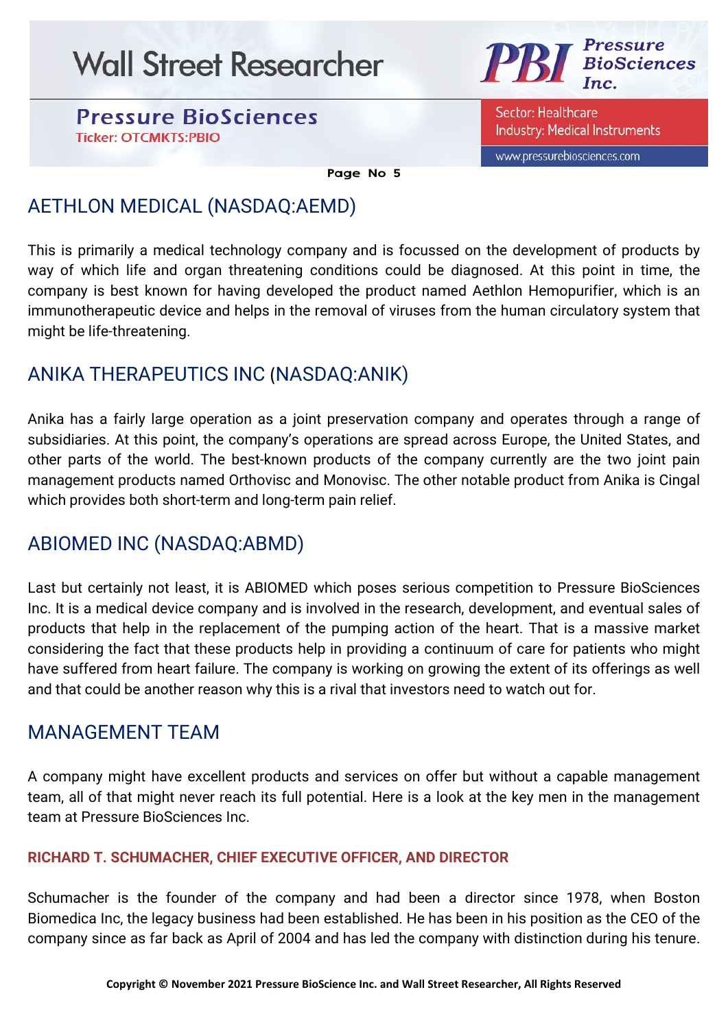## AETHLON MEDICAL (NASDAQ:AEMD)

This is primarily a medical technology company and is focussed on the development of products by way of which life and organ threatening conditions could be diagnosed. At this point in time, the company is best known for having developed the product named Aethlon Hemopurifier, which is an immunotherapeutic device and helps in the removal of viruses from the human circulatory system that might be life-threatening.

## ANIKA THERAPEUTICS INC (NASDAQ:ANIK)

Anika has a fairly large operation as a joint preservation company and operates through a range of subsidiaries. At this point, the company's operations are spread across Europe, the United States, and other parts of the world. The best-known products of the company currently are the two joint pain management products named Orthovisc and Monovisc. The other notable product from Anika is Cingal which provides both short-term and long-term pain relief.

## ABIOMED INC (NASDAQ:ABMD)

Last but certainly not least, it is ABIOMED which poses serious competition to Pressure BioSciences Inc. It is a medical device company and is involved in the research, development, and eventual sales of products that help in the replacement of the pumping action of the heart. That is a massive market considering the fact that these products help in providing a continuum of care for patients who might have suffered from heart failure. The company is working on growing the extent of its offerings as well and that could be another reason why this is a rival that investors need to watch out for.

## MANAGEMENT TEAM

A company might have excellent products and services on offer but without a capable management team, all of that might never reach its full potential. Here is a look at the key men in the management team at Pressure BioSciences Inc.

### RICHARD T. SCHUMACHER, CHIEF EXECUTIVE OFFICER, AND DIRECTOR

Schumacher is the founder of the company and had been a director since 1978, when Boston Biomedica Inc, the legacy business had been established. He has been in his position as the CEO of the company since as far back as April of 2004 and has led the company with distinction during his tenure.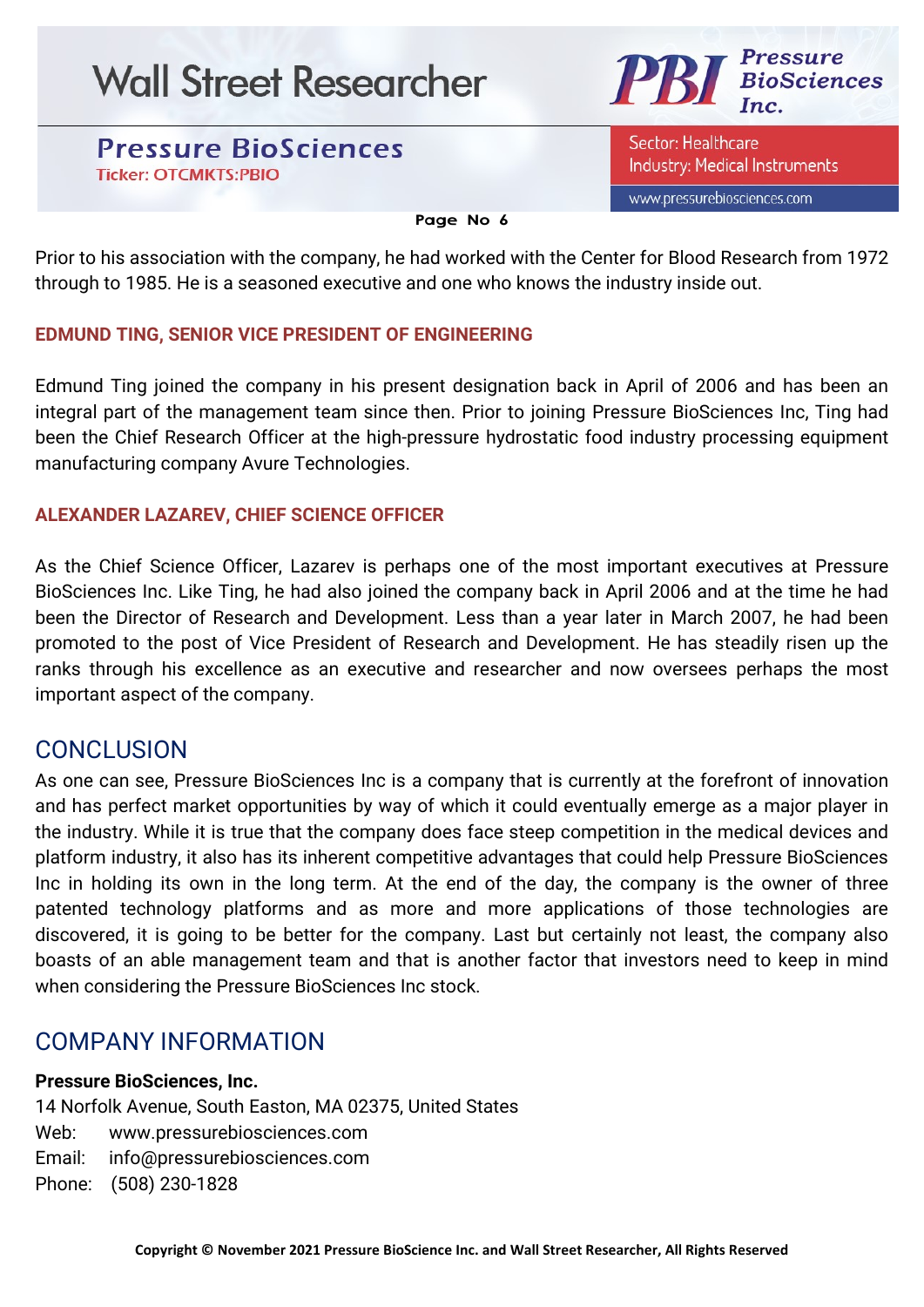Prior to his association with the company, he had worked with the Center for Blood Research from 1972 through to 1985. He is a seasoned executive and one who knows the industry inside out.

### EDMUND TING, SENIOR VICE PRESIDENT OF ENGINEERING

Edmund Ting joined the company in his present designation back in April of 2006 and has been an integral part of the management team since then. Prior to joining Pressure BioSciences Inc, Ting had been the Chief Research Officer at the high-pressure hydrostatic food industry processing equipment manufacturing company Avure Technologies.

### ALEXANDER LAZAREV, CHIEF SCIENCE OFFICER

As the Chief Science Officer, Lazarev is perhaps one of the most important executives at Pressure BioSciences Inc. Like Ting, he had also joined the company back in April 2006 and at the time he had been the Director of Research and Development. Less than a year later in March 2007, he had been promoted to the post of Vice President of Research and Development. He has steadily risen up the ranks through his excellence as an executive and researcher and now oversees perhaps the most important aspect of the company.

## CONCLUSION

As one can see, Pressure BioSciences Inc is a company that is currently at the forefront of innovation and has perfect market opportunities by way of which it could eventually emerge as a major player in the industry. While it is true that the company does face steep competition in the medical devices and platform industry, it also has its inherent competitive advantages that could help Pressure BioSciences Inc in holding its own in the long term. At the end of the day, the company is the owner of three patented technology platforms and as more and more applications of those technologies are discovered, it is going to be better for the company. Last but certainly not least, the company also boasts of an able management team and that is another factor that investors need to keep in mind when considering the Pressure BioSciences Inc stock.

## COMPANY INFORMATION

**Pressure BioSciences, Inc.**
14 Norfolk Avenue, South Easton, MA 02375, United States
Web: www.pressurebiosciences.com
Email: info@pressurebiosciences.com
Phone: (508) 230-1828

**Copyright © November 2021 Pressure BioScience Inc. and Wall Street Researcher, All Rights Reserved**